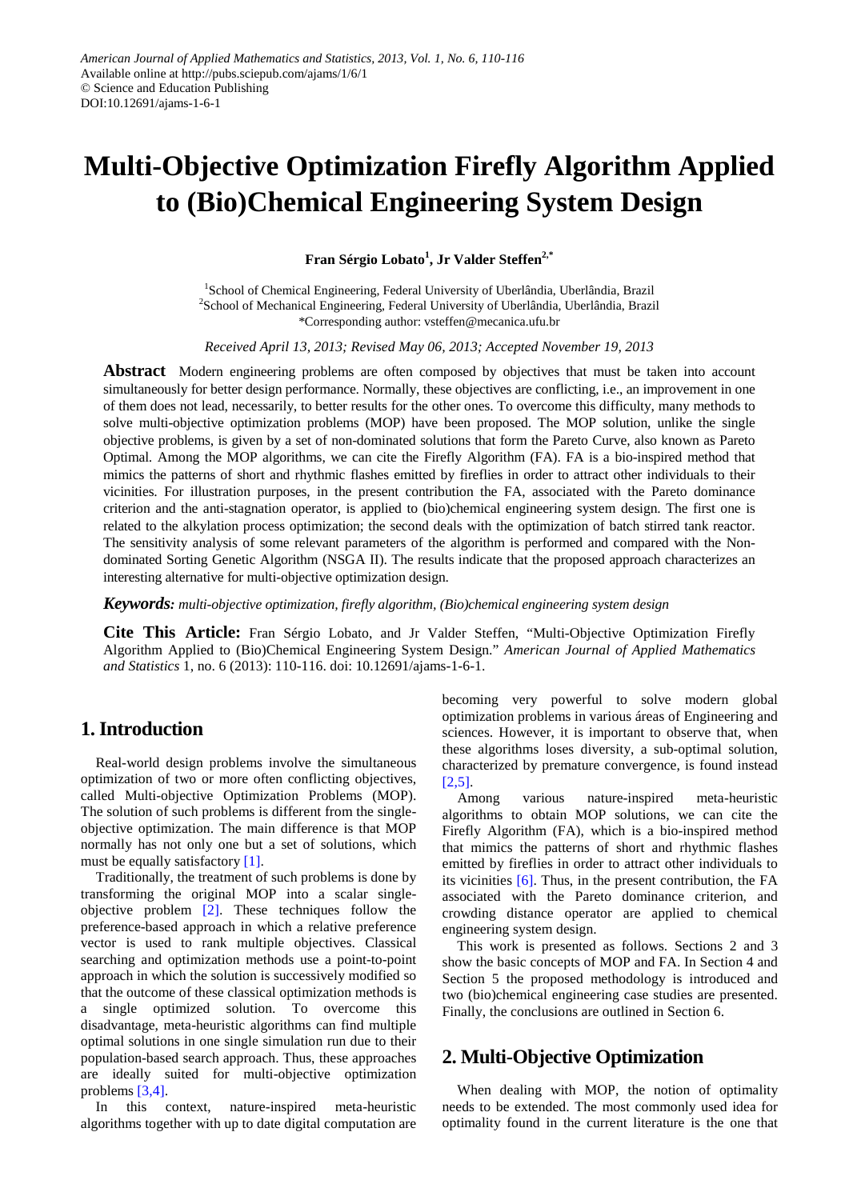*American Journal of Applied Mathematics and Statistics*, 2013, Vol. 1, No. 6, 110-116
Available online at http://pubs.sciepub.com/ajams/1/6/1
© Science and Education Publishing
DOI:10.12691/ajams-1-6-1

# Multi-Objective Optimization Firefly Algorithm Applied to (Bio)Chemical Engineering System Design

**Fran Sérgio Lobato[1], Jr Valder Steffen[2,*]**

[1]School of Chemical Engineering, Federal University of Uberlândia, Uberlândia, Brazil
[2]School of Mechanical Engineering, Federal University of Uberlândia, Uberlândia, Brazil
*Corresponding author: vsteffen@mecanica.ufu.br

*Received April 13, 2013; Revised May 06, 2013; Accepted November 19, 2013*

**Abstract** Modern engineering problems are often composed by objectives that must be taken into account simultaneously for better design performance. Normally, these objectives are conflicting, i.e., an improvement in one of them does not lead, necessarily, to better results for the other ones. To overcome this difficulty, many methods to solve multi-objective optimization problems (MOP) have been proposed. The MOP solution, unlike the single objective problems, is given by a set of non-dominated solutions that form the Pareto Curve, also known as Pareto Optimal. Among the MOP algorithms, we can cite the Firefly Algorithm (FA). FA is a bio-inspired method that mimics the patterns of short and rhythmic flashes emitted by fireflies in order to attract other individuals to their vicinities. For illustration purposes, in the present contribution the FA, associated with the Pareto dominance criterion and the anti-stagnation operator, is applied to (bio)chemical engineering system design. The first one is related to the alkylation process optimization; the second deals with the optimization of batch stirred tank reactor. The sensitivity analysis of some relevant parameters of the algorithm is performed and compared with the Non-dominated Sorting Genetic Algorithm (NSGA II). The results indicate that the proposed approach characterizes an interesting alternative for multi-objective optimization design.

***Keywords:*** *multi-objective optimization, firefly algorithm, (Bio)chemical engineering system design*

**Cite This Article:** Fran Sérgio Lobato, and Jr Valder Steffen, "Multi-Objective Optimization Firefly Algorithm Applied to (Bio)Chemical Engineering System Design." *American Journal of Applied Mathematics and Statistics* 1, no. 6 (2013): 110-116. doi: 10.12691/ajams-1-6-1.

## 1. Introduction

Real-world design problems involve the simultaneous optimization of two or more often conflicting objectives, called Multi-objective Optimization Problems (MOP). The solution of such problems is different from the single-objective optimization. The main difference is that MOP normally has not only one but a set of solutions, which must be equally satisfactory [1].

Traditionally, the treatment of such problems is done by transforming the original MOP into a scalar single-objective problem [2]. These techniques follow the preference-based approach in which a relative preference vector is used to rank multiple objectives. Classical searching and optimization methods use a point-to-point approach in which the solution is successively modified so that the outcome of these classical optimization methods is a single optimized solution. To overcome this disadvantage, meta-heuristic algorithms can find multiple optimal solutions in one single simulation run due to their population-based search approach. Thus, these approaches are ideally suited for multi-objective optimization problems [3,4].

In this context, nature-inspired meta-heuristic algorithms together with up to date digital computation are becoming very powerful to solve modern global optimization problems in various áreas of Engineering and sciences. However, it is important to observe that, when these algorithms loses diversity, a sub-optimal solution, characterized by premature convergence, is found instead [2,5].

Among various nature-inspired meta-heuristic algorithms to obtain MOP solutions, we can cite the Firefly Algorithm (FA), which is a bio-inspired method that mimics the patterns of short and rhythmic flashes emitted by fireflies in order to attract other individuals to its vicinities [6]. Thus, in the present contribution, the FA associated with the Pareto dominance criterion, and crowding distance operator are applied to chemical engineering system design.

This work is presented as follows. Sections 2 and 3 show the basic concepts of MOP and FA. In Section 4 and Section 5 the proposed methodology is introduced and two (bio)chemical engineering case studies are presented. Finally, the conclusions are outlined in Section 6.

## 2. Multi-Objective Optimization

When dealing with MOP, the notion of optimality needs to be extended. The most commonly used idea for optimality found in the current literature is the one that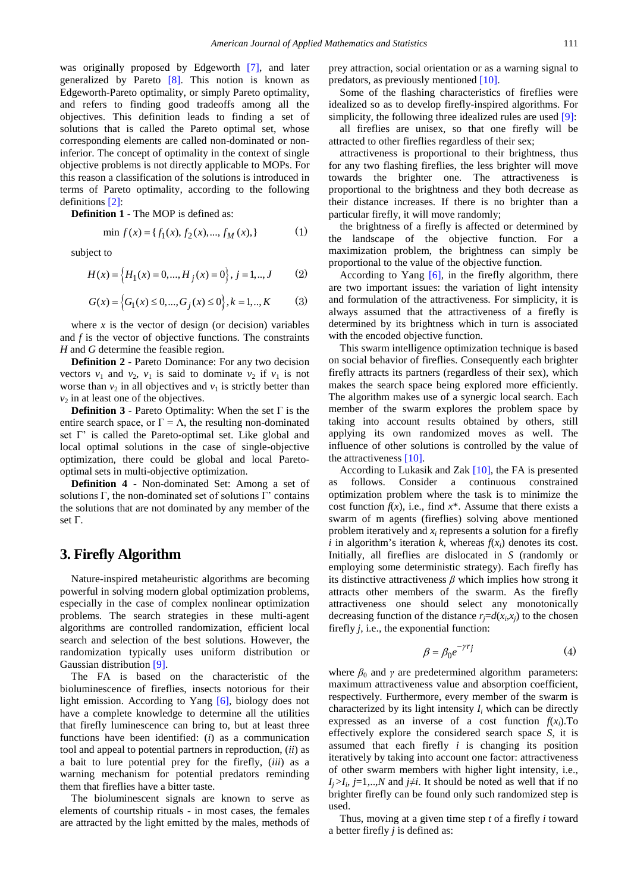was originally proposed by Edgeworth [7], and later generalized by Pareto [8]. This notion is known as Edgeworth-Pareto optimality, or simply Pareto optimality, and refers to finding good tradeoffs among all the objectives. This definition leads to finding a set of solutions that is called the Pareto optimal set, whose corresponding elements are called non-dominated or non-inferior. The concept of optimality in the context of single objective problems is not directly applicable to MOPs. For this reason a classification of the solutions is introduced in terms of Pareto optimality, according to the following definitions [2]:

**Definition 1** - The MOP is defined as:

$$\min f(x) = \{f_1(x), f_2(x), ..., f_M(x),\} \tag{1}$$

subject to

$$H(x) = \{H_1(x) = 0, ..., H_j(x) = 0\}, j = 1, .., J \tag{2}$$

$$G(x) = \{G_1(x) \le 0, ..., G_j(x) \le 0\}, k = 1, .., K \tag{3}$$

where $x$ is the vector of design (or decision) variables and $f$ is the vector of objective functions. The constraints $H$ and $G$ determine the feasible region.

**Definition 2** - Pareto Dominance: For any two decision vectors $v_1$ and $v_2$, $v_1$ is said to dominate $v_2$ if $v_1$ is not worse than $v_2$ in all objectives and $v_1$ is strictly better than $v_2$ in at least one of the objectives.

**Definition 3** - Pareto Optimality: When the set Γ is the entire search space, or Γ = Λ, the resulting non-dominated set Γ' is called the Pareto-optimal set. Like global and local optimal solutions in the case of single-objective optimization, there could be global and local Pareto-optimal sets in multi-objective optimization.

**Definition 4 -** Non-dominated Set: Among a set of solutions Γ, the non-dominated set of solutions Γ' contains the solutions that are not dominated by any member of the set Γ.

## 3. Firefly Algorithm

Nature-inspired metaheuristic algorithms are becoming powerful in solving modern global optimization problems, especially in the case of complex nonlinear optimization problems. The search strategies in these multi-agent algorithms are controlled randomization, efficient local search and selection of the best solutions. However, the randomization typically uses uniform distribution or Gaussian distribution [9].

The FA is based on the characteristic of the bioluminescence of fireflies, insects notorious for their light emission. According to Yang [6], biology does not have a complete knowledge to determine all the utilities that firefly luminescence can bring to, but at least three functions have been identified: (*i*) as a communication tool and appeal to potential partners in reproduction, (*ii*) as a bait to lure potential prey for the firefly, (*iii*) as a warning mechanism for potential predators reminding them that fireflies have a bitter taste.

The bioluminescent signals are known to serve as elements of courtship rituals - in most cases, the females are attracted by the light emitted by the males, methods of prey attraction, social orientation or as a warning signal to predators, as previously mentioned [10].

Some of the flashing characteristics of fireflies were idealized so as to develop firefly-inspired algorithms. For simplicity, the following three idealized rules are used [9]:

all fireflies are unisex, so that one firefly will be attracted to other fireflies regardless of their sex;

attractiveness is proportional to their brightness, thus for any two flashing fireflies, the less brighter will move towards the brighter one. The attractiveness is proportional to the brightness and they both decrease as their distance increases. If there is no brighter than a particular firefly, it will move randomly;

the brightness of a firefly is affected or determined by the landscape of the objective function. For a maximization problem, the brightness can simply be proportional to the value of the objective function.

According to Yang [6], in the firefly algorithm, there are two important issues: the variation of light intensity and formulation of the attractiveness. For simplicity, it is always assumed that the attractiveness of a firefly is determined by its brightness which in turn is associated with the encoded objective function.

This swarm intelligence optimization technique is based on social behavior of fireflies. Consequently each brighter firefly attracts its partners (regardless of their sex), which makes the search space being explored more efficiently. The algorithm makes use of a synergic local search. Each member of the swarm explores the problem space by taking into account results obtained by others, still applying its own randomized moves as well. The influence of other solutions is controlled by the value of the attractiveness [10].

According to Lukasik and Zak [10], the FA is presented as follows. Consider a continuous constrained optimization problem where the task is to minimize the cost function $f(x)$, i.e., find $x^*$. Assume that there exists a swarm of m agents (fireflies) solving above mentioned problem iteratively and $x_i$ represents a solution for a firefly $i$ in algorithm's iteration $k$, whereas $f(x_i)$ denotes its cost. Initially, all fireflies are dislocated in $S$ (randomly or employing some deterministic strategy). Each firefly has its distinctive attractiveness $\beta$ which implies how strong it attracts other members of the swarm. As the firefly attractiveness one should select any monotonically decreasing function of the distance $r_j = d(x_i, x_j)$ to the chosen firefly $j$, i.e., the exponential function:

$$\beta = \beta_0 e^{-\gamma r_j} \tag{4}$$

where $\beta_0$ and $\gamma$ are predetermined algorithm parameters: maximum attractiveness value and absorption coefficient, respectively. Furthermore, every member of the swarm is characterized by its light intensity $I_i$ which can be directly expressed as an inverse of a cost function $f(x_i)$.To effectively explore the considered search space $S$, it is assumed that each firefly $i$ is changing its position iteratively by taking into account one factor: attractiveness of other swarm members with higher light intensity, i.e., $I_j > I_i$, $j = 1, .., N$ and $j \neq i$. It should be noted as well that if no brighter firefly can be found only such randomized step is used.

Thus, moving at a given time step $t$ of a firefly $i$ toward a better firefly $j$ is defined as: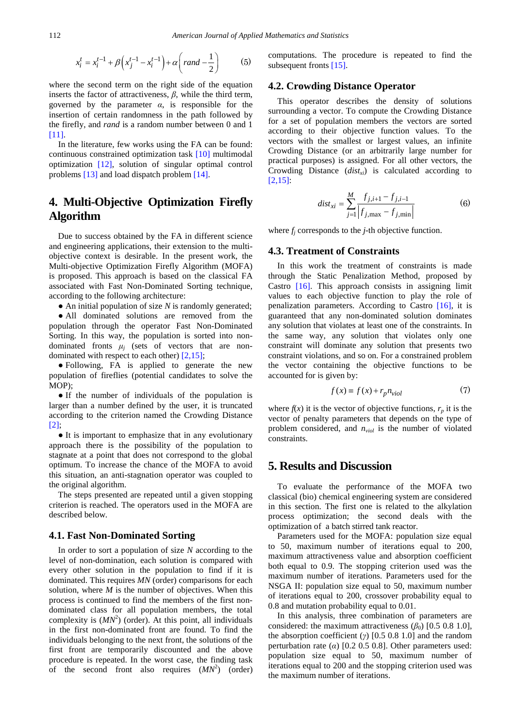$$x_i^t = x_i^{t-1} + \beta\left(x_j^{t-1} - x_i^{t-1}\right) + \alpha\left(rand - \frac{1}{2}\right) \quad (5)$$

where the second term on the right side of the equation inserts the factor of attractiveness, $\beta$, while the third term, governed by the parameter $\alpha$, is responsible for the insertion of certain randomness in the path followed by the firefly, and *rand* is a random number between 0 and 1 [11].

In the literature, few works using the FA can be found: continuous constrained optimization task [10] multimodal optimization [12], solution of singular optimal control problems [13] and load dispatch problem [14].

## 4. Multi-Objective Optimization Firefly Algorithm

Due to success obtained by the FA in different science and engineering applications, their extension to the multi-objective context is desirable. In the present work, the Multi-objective Optimization Firefly Algorithm (MOFA) is proposed. This approach is based on the classical FA associated with Fast Non-Dominated Sorting technique, according to the following architecture:

- An initial population of size $N$ is randomly generated;
- All dominated solutions are removed from the population through the operator Fast Non-Dominated Sorting. In this way, the population is sorted into non-dominated fronts $\mu_j$ (sets of vectors that are non-dominated with respect to each other) [2,15];
- Following, FA is applied to generate the new population of fireflies (potential candidates to solve the MOP);
- If the number of individuals of the population is larger than a number defined by the user, it is truncated according to the criterion named the Crowding Distance [2];
- It is important to emphasize that in any evolutionary approach there is the possibility of the population to stagnate at a point that does not correspond to the global optimum. To increase the chance of the MOFA to avoid this situation, an anti-stagnation operator was coupled to the original algorithm.

The steps presented are repeated until a given stopping criterion is reached. The operators used in the MOFA are described below.

### 4.1. Fast Non-Dominated Sorting

In order to sort a population of size $N$ according to the level of non-domination, each solution is compared with every other solution in the population to find if it is dominated. This requires $MN$ (order) comparisons for each solution, where $M$ is the number of objectives. When this process is continued to find the members of the first non-dominated class for all population members, the total complexity is ($MN^2$) (order). At this point, all individuals in the first non-dominated front are found. To find the individuals belonging to the next front, the solutions of the first front are temporarily discounted and the above procedure is repeated. In the worst case, the finding task of the second front also requires ($MN^2$) (order) computations. The procedure is repeated to find the subsequent fronts [15].

### 4.2. Crowding Distance Operator

This operator describes the density of solutions surrounding a vector. To compute the Crowding Distance for a set of population members the vectors are sorted according to their objective function values. To the vectors with the smallest or largest values, an infinite Crowding Distance (or an arbitrarily large number for practical purposes) is assigned. For all other vectors, the Crowding Distance ($dist_{xi}$) is calculated according to [2,15]:

$$dist_{xi} = \sum_{j=1}^{M} \frac{f_{j,i+1} - f_{j,i-1}}{\left|f_{j,\max} - f_{j,\min}\right|} \quad (6)$$

where $f_j$ corresponds to the $j$-th objective function.

### 4.3. Treatment of Constraints

In this work the treatment of constraints is made through the Static Penalization Method, proposed by Castro [16]. This approach consists in assigning limit values to each objective function to play the role of penalization parameters. According to Castro [16], it is guaranteed that any non-dominated solution dominates any solution that violates at least one of the constraints. In the same way, any solution that violates only one constraint will dominate any solution that presents two constraint violations, and so on. For a constrained problem the vector containing the objective functions to be accounted for is given by:

$$f(x) \equiv f(x) + r_p n_{viol} \quad (7)$$

where $f(x)$ it is the vector of objective functions, $r_p$ it is the vector of penalty parameters that depends on the type of problem considered, and $n_{viol}$ is the number of violated constraints.

## 5. Results and Discussion

To evaluate the performance of the MOFA two classical (bio) chemical engineering system are considered in this section. The first one is related to the alkylation process optimization; the second deals with the optimization of a batch stirred tank reactor.

Parameters used for the MOFA: population size equal to 50, maximum number of iterations equal to 200, maximum attractiveness value and absorption coefficient both equal to 0.9. The stopping criterion used was the maximum number of iterations. Parameters used for the NSGA II: population size equal to 50, maximum number of iterations equal to 200, crossover probability equal to 0.8 and mutation probability equal to 0.01.

In this analysis, three combination of parameters are considered: the maximum attractiveness ($\beta_0$) [0.5 0.8 1.0], the absorption coefficient ($\gamma$) [0.5 0.8 1.0] and the random perturbation rate ($\alpha$) [0.2 0.5 0.8]. Other parameters used: population size equal to 50, maximum number of iterations equal to 200 and the stopping criterion used was the maximum number of iterations.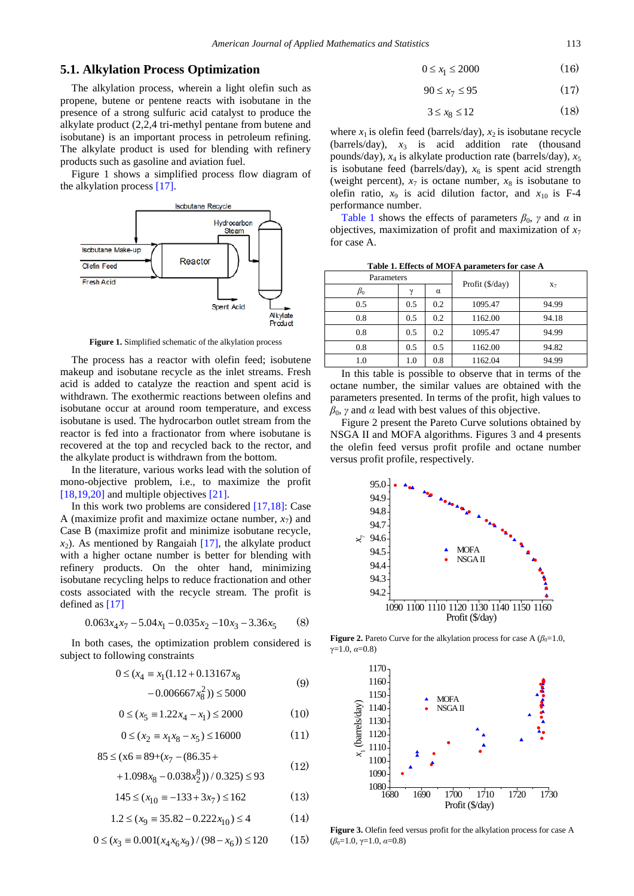## 5.1. Alkylation Process Optimization

The alkylation process, wherein a light olefin such as propene, butene or pentene reacts with isobutane in the presence of a strong sulfuric acid catalyst to produce the alkylate product (2,2,4 tri-methyl pentane from butene and isobutane) is an important process in petroleum refining. The alkylate product is used for blending with refinery products such as gasoline and aviation fuel.

Figure 1 shows a simplified process flow diagram of the alkylation process [17].

Figure 1. Simplified schematic of the alkylation process

The process has a reactor with olefin feed; isobutene makeup and isobutane recycle as the inlet streams. Fresh acid is added to catalyze the reaction and spent acid is withdrawn. The exothermic reactions between olefins and isobutane occur at around room temperature, and excess isobutane is used. The hydrocarbon outlet stream from the reactor is fed into a fractionator from where isobutane is recovered at the top and recycled back to the rector, and the alkylate product is withdrawn from the bottom.

In the literature, various works lead with the solution of mono-objective problem, i.e., to maximize the profit [18,19,20] and multiple objectives [21].

In this work two problems are considered [17,18]: Case A (maximize profit and maximize octane number, $x_7$) and Case B (maximize profit and minimize isobutane recycle, $x_2$). As mentioned by Rangaiah [17], the alkylate product with a higher octane number is better for blending with refinery products. On the ohter hand, minimizing isobutane recycling helps to reduce fractionation and other costs associated with the recycle stream. The profit is defined as [17]

$$0.063x_4x_7 - 5.04x_1 - 0.035x_2 - 10x_3 - 3.36x_5 \tag{8}$$

In both cases, the optimization problem considered is subject to following constraints

$$0 \le (x_4 \equiv x_1(1.12 + 0.13167x_8 - 0.006667x_8^2)) \le 5000 \tag{9}$$

$$0 \le (x_5 \equiv 1.22x_4 - x_1) \le 2000 \tag{10}$$

$$0 \le (x_2 \equiv x_1x_8 - x_5) \le 16000 \tag{11}$$

$$85 \le (x6 \equiv 89 + (x_7 - (86.35 + 1.098x_8 - 0.038x_2^2)) / 0.325) \le 93 \tag{12}$$

$$145 \le (x_{10} \equiv -133 + 3x_7) \le 162 \tag{13}$$

$$1.2 \le (x_9 \equiv 35.82 - 0.222x_{10}) \le 4 \tag{14}$$

$$0 \le (x_3 \equiv 0.001(x_4x_6x_9)/(98 - x_6)) \le 120 \tag{15}$$

$$0 \le x_1 \le 2000 \tag{16}$$

$$90 \le x_7 \le 95 \tag{17}$$

$$3 \le x_8 \le 12 \tag{18}$$

where $x_1$ is olefin feed (barrels/day), $x_2$ is isobutane recycle (barrels/day), $x_3$ is acid addition rate (thousand pounds/day), $x_4$ is alkylate production rate (barrels/day), $x_5$ is isobutane feed (barrels/day), $x_6$ is spent acid strength (weight percent), $x_7$ is octane number, $x_8$ is isobutane to olefin ratio, $x_9$ is acid dilution factor, and $x_{10}$ is F-4 performance number.

Table 1 shows the effects of parameters $\beta_0$, $\gamma$ and $\alpha$ in objectives, maximization of profit and maximization of $x_7$ for case A.

**Table 1. Effects of MOFA parameters for case A**

| Parameters | | | Profit ($/day) | $x_7$ |
|---|---|---|---|---|
| $\beta_0$ | $\gamma$ | $\alpha$ | | |
| 0.5 | 0.5 | 0.2 | 1095.47 | 94.99 |
| 0.8 | 0.5 | 0.2 | 1162.00 | 94.18 |
| 0.8 | 0.5 | 0.2 | 1095.47 | 94.99 |
| 0.8 | 0.5 | 0.5 | 1162.00 | 94.82 |
| 1.0 | 1.0 | 0.8 | 1162.04 | 94.99 |

In this table is possible to observe that in terms of the octane number, the similar values are obtained with the parameters presented. In terms of the profit, high values to $\beta_0$, $\gamma$ and $\alpha$ lead with best values of this objective.

Figure 2 present the Pareto Curve solutions obtained by NSGA II and MOFA algorithms. Figures 3 and 4 presents the olefin feed versus profit profile and octane number versus profit profile, respectively.

Figure 2. Pareto Curve for the alkylation process for case A ($\beta_0$=1.0, $\gamma$=1.0, $\alpha$=0.8)

Figure 3. Olefin feed versus profit for the alkylation process for case A ($\beta_0$=1.0, $\gamma$=1.0, $\alpha$=0.8)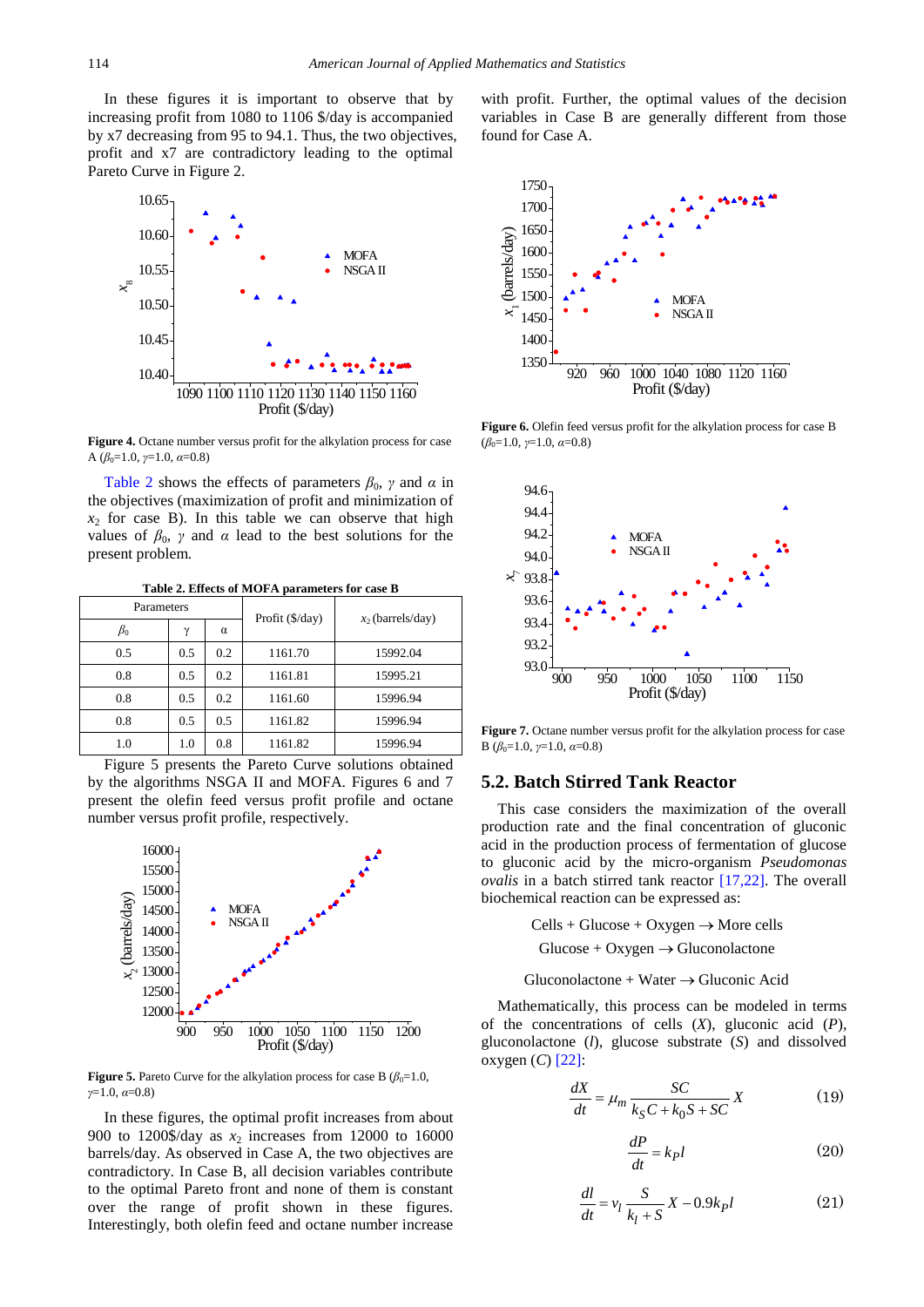In these figures it is important to observe that by increasing profit from 1080 to 1106 \$/day is accompanied by x7 decreasing from 95 to 94.1. Thus, the two objectives, profit and x7 are contradictory leading to the optimal Pareto Curve in Figure 2.

**Figure 4.** Octane number versus profit for the alkylation process for case A ($\beta_0$=1.0, $\gamma$=1.0, $\alpha$=0.8)

Table 2 shows the effects of parameters $\beta_0$, $\gamma$ and $\alpha$ in the objectives (maximization of profit and minimization of $x_2$ for case B). In this table we can observe that high values of $\beta_0$, $\gamma$ and $\alpha$ lead to the best solutions for the present problem.

**Table 2. Effects of MOFA parameters for case B**

| Parameters | | | Profit (\$/day) | $x_2$ (barrels/day) |
|---|---|---|---|---|
| $\beta_0$ | $\gamma$ | $\alpha$ | | |
| 0.5 | 0.5 | 0.2 | 1161.70 | 15992.04 |
| 0.8 | 0.5 | 0.2 | 1161.81 | 15995.21 |
| 0.8 | 0.5 | 0.2 | 1161.60 | 15996.94 |
| 0.8 | 0.5 | 0.5 | 1161.82 | 15996.94 |
| 1.0 | 1.0 | 0.8 | 1161.82 | 15996.94 |

Figure 5 presents the Pareto Curve solutions obtained by the algorithms NSGA II and MOFA. Figures 6 and 7 present the olefin feed versus profit profile and octane number versus profit profile, respectively.

**Figure 5.** Pareto Curve for the alkylation process for case B ($\beta_0$=1.0, $\gamma$=1.0, $\alpha$=0.8)

In these figures, the optimal profit increases from about 900 to 1200\$/day as $x_2$ increases from 12000 to 16000 barrels/day. As observed in Case A, the two objectives are contradictory. In Case B, all decision variables contribute to the optimal Pareto front and none of them is constant over the range of profit shown in these figures. Interestingly, both olefin feed and octane number increase with profit. Further, the optimal values of the decision variables in Case B are generally different from those found for Case A.

**Figure 6.** Olefin feed versus profit for the alkylation process for case B ($\beta_0$=1.0, $\gamma$=1.0, $\alpha$=0.8)

**Figure 7.** Octane number versus profit for the alkylation process for case B ($\beta_0$=1.0, $\gamma$=1.0, $\alpha$=0.8)

## 5.2. Batch Stirred Tank Reactor

This case considers the maximization of the overall production rate and the final concentration of gluconic acid in the production process of fermentation of glucose to gluconic acid by the micro-organism *Pseudomonas ovalis* in a batch stirred tank reactor [17,22]. The overall biochemical reaction can be expressed as:

$$\text{Cells} + \text{Glucose} + \text{Oxygen} \rightarrow \text{More cells}$$

$$\text{Glucose} + \text{Oxygen} \rightarrow \text{Gluconolactone}$$

$$\text{Gluconolactone} + \text{Water} \rightarrow \text{Gluconic Acid}$$

Mathematically, this process can be modeled in terms of the concentrations of cells ($X$), gluconic acid ($P$), gluconolactone ($l$), glucose substrate ($S$) and dissolved oxygen ($C$) [22]:

$$\frac{dX}{dt} = \mu_m \frac{SC}{k_S C + k_0 S + SC} X \tag{19}$$

$$\frac{dP}{dt} = k_P l \tag{20}$$

$$\frac{dl}{dt} = v_l \frac{S}{k_l + S} X - 0.9 k_P l \tag{21}$$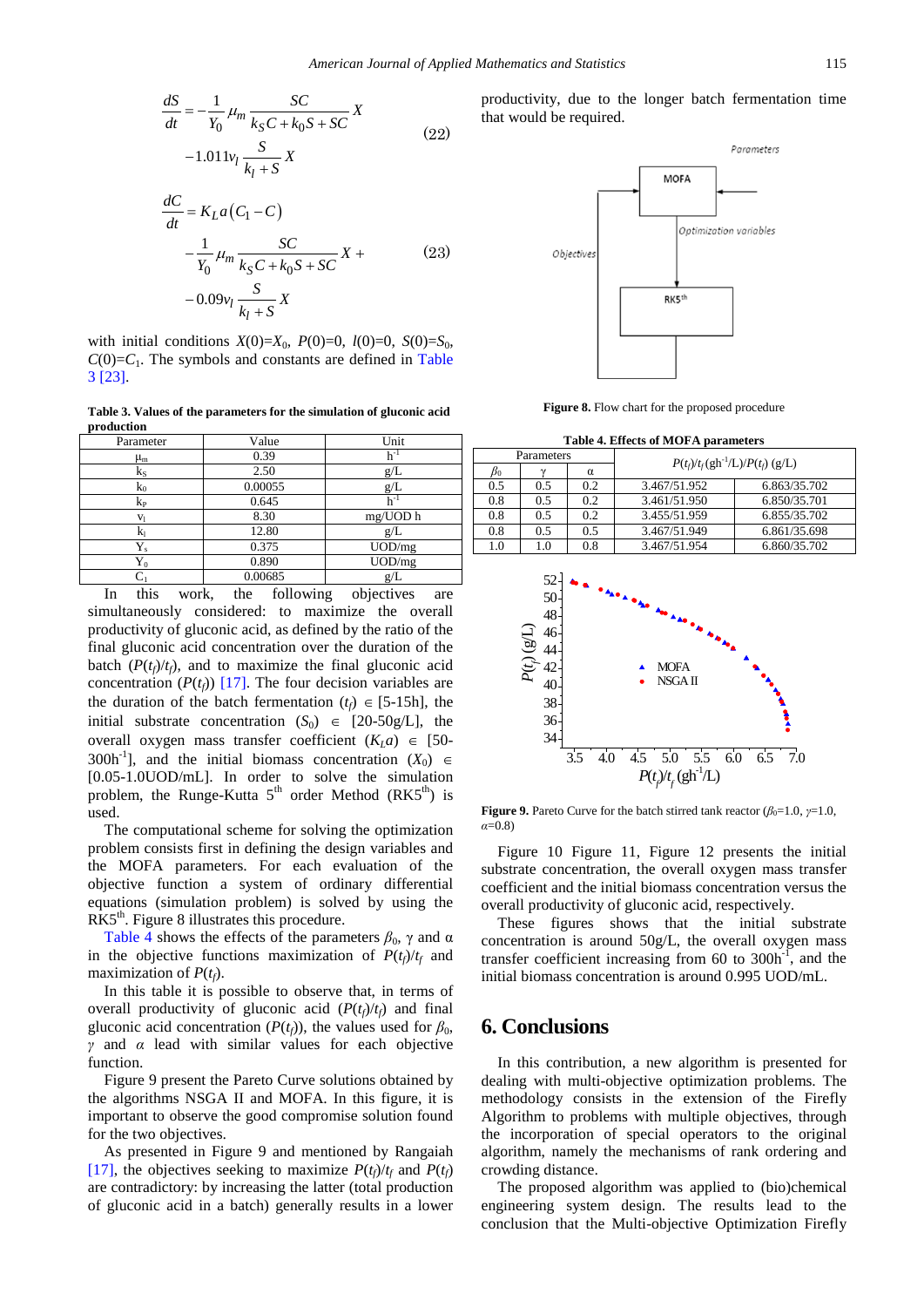$$\frac{dS}{dt} = -\frac{1}{Y_0}\mu_m \frac{SC}{k_S C + k_0 S + SC} X - 1.011 v_l \frac{S}{k_l + S} X \quad (22)$$

$$\frac{dC}{dt} = K_L a (C_1 - C) - \frac{1}{Y_0}\mu_m \frac{SC}{k_S C + k_0 S + SC} X + - 0.09 v_l \frac{S}{k_l + S} X \quad (23)$$

with initial conditions $X(0)=X_0$, $P(0)=0$, $l(0)=0$, $S(0)=S_0$, $C(0)=C_1$. The symbols and constants are defined in Table 3 [23].

**Table 3. Values of the parameters for the simulation of gluconic acid production**

| Parameter | Value | Unit |
|---|---|---|
| $\mu_m$ | 0.39 | $h^{-1}$ |
| $k_S$ | 2.50 | g/L |
| $k_0$ | 0.00055 | g/L |
| $k_P$ | 0.645 | $h^{-1}$ |
| $v_l$ | 8.30 | mg/UOD h |
| $k_l$ | 12.80 | g/L |
| $Y_s$ | 0.375 | UOD/mg |
| $Y_0$ | 0.890 | UOD/mg |
| $C_1$ | 0.00685 | g/L |

In this work, the following objectives are simultaneously considered: to maximize the overall productivity of gluconic acid, as defined by the ratio of the final gluconic acid concentration over the duration of the batch ($P(t_f)/t_f$), and to maximize the final gluconic acid concentration ($P(t_f)$) [17]. The four decision variables are the duration of the batch fermentation ($t_f$) $\in$ [5-15h], the initial substrate concentration ($S_0$) $\in$ [20-50g/L], the overall oxygen mass transfer coefficient ($K_La$) $\in$ [50-300h$^{-1}$], and the initial biomass concentration ($X_0$) $\in$ [0.05-1.0UOD/mL]. In order to solve the simulation problem, the Runge-Kutta 5$^{th}$ order Method (RK5$^{th}$) is used.

The computational scheme for solving the optimization problem consists first in defining the design variables and the MOFA parameters. For each evaluation of the objective function a system of ordinary differential equations (simulation problem) is solved by using the RK5$^{th}$. Figure 8 illustrates this procedure.

Table 4 shows the effects of the parameters $\beta_0$, $\gamma$ and $\alpha$ in the objective functions maximization of $P(t_f)/t_f$ and maximization of $P(t_f)$.

In this table it is possible to observe that, in terms of overall productivity of gluconic acid ($P(t_f)/t_f$) and final gluconic acid concentration ($P(t_f)$), the values used for $\beta_0$, $\gamma$ and $\alpha$ lead with similar values for each objective function.

Figure 9 present the Pareto Curve solutions obtained by the algorithms NSGA II and MOFA. In this figure, it is important to observe the good compromise solution found for the two objectives.

As presented in Figure 9 and mentioned by Rangaiah [17], the objectives seeking to maximize $P(t_f)/t_f$ and $P(t_f)$ are contradictory: by increasing the latter (total production of gluconic acid in a batch) generally results in a lower productivity, due to the longer batch fermentation time that would be required.

**Figure 8.** Flow chart for the proposed procedure

**Table 4. Effects of MOFA parameters**

| Parameters | | | $P(t_f)/t_f$ (gh$^{-1}$/L)/$P(t_f)$ (g/L) | |
|---|---|---|---|---|
| $\beta_0$ | $\gamma$ | $\alpha$ | | |
| 0.5 | 0.5 | 0.2 | 3.467/51.952 | 6.863/35.702 |
| 0.8 | 0.5 | 0.2 | 3.461/51.950 | 6.850/35.701 |
| 0.8 | 0.5 | 0.2 | 3.455/51.959 | 6.855/35.702 |
| 0.8 | 0.5 | 0.5 | 3.467/51.949 | 6.861/35.698 |
| 1.0 | 1.0 | 0.8 | 3.467/51.954 | 6.860/35.702 |

**Figure 9.** Pareto Curve for the batch stirred tank reactor ($\beta_0$=1.0, $\gamma$=1.0, $\alpha$=0.8)

Figure 10 Figure 11, Figure 12 presents the initial substrate concentration, the overall oxygen mass transfer coefficient and the initial biomass concentration versus the overall productivity of gluconic acid, respectively.

These figures shows that the initial substrate concentration is around 50g/L, the overall oxygen mass transfer coefficient increasing from 60 to 300h$^{-1}$, and the initial biomass concentration is around 0.995 UOD/mL.

## 6. Conclusions

In this contribution, a new algorithm is presented for dealing with multi-objective optimization problems. The methodology consists in the extension of the Firefly Algorithm to problems with multiple objectives, through the incorporation of special operators to the original algorithm, namely the mechanisms of rank ordering and crowding distance.

The proposed algorithm was applied to (bio)chemical engineering system design. The results lead to the conclusion that the Multi-objective Optimization Firefly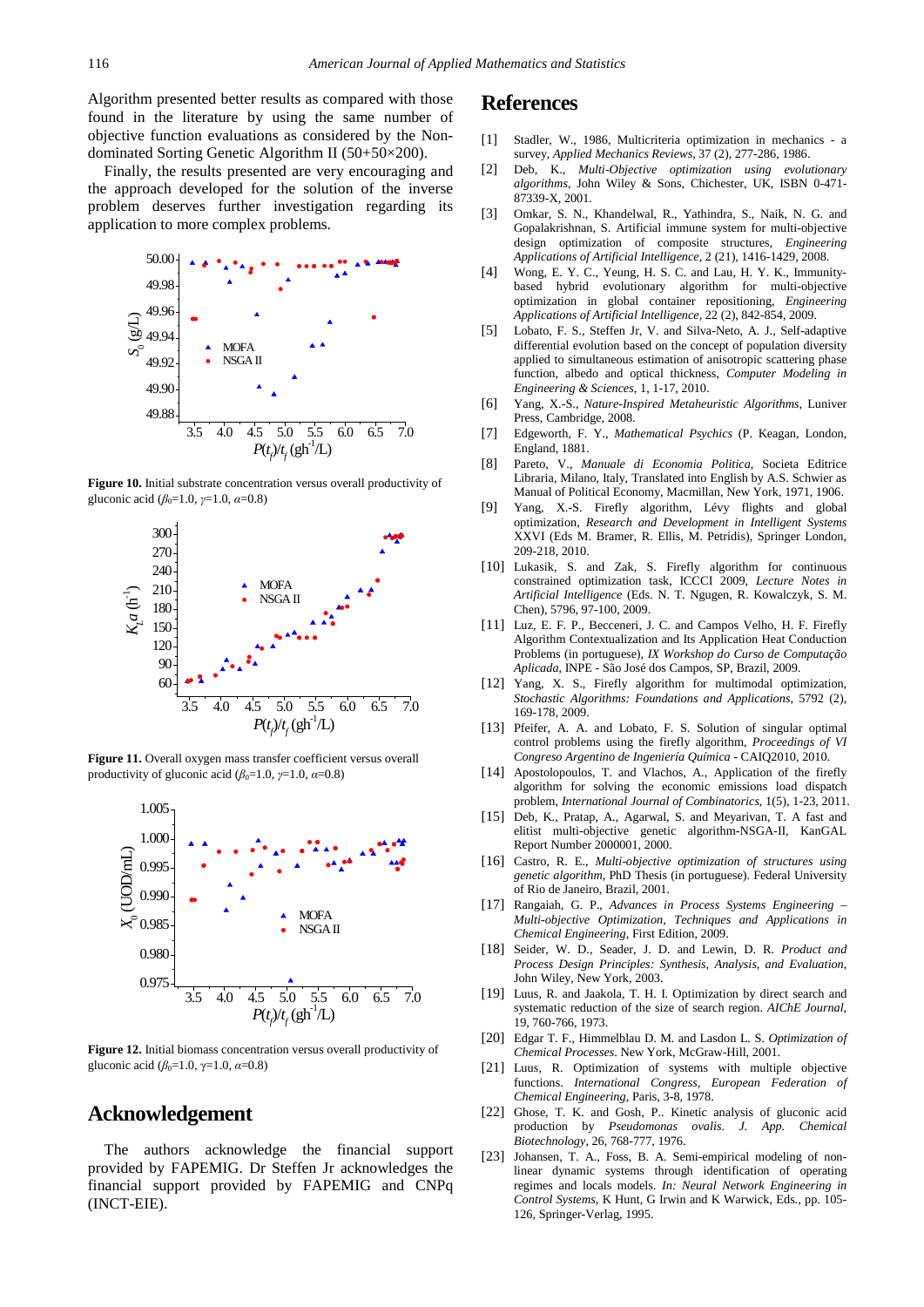Algorithm presented better results as compared with those found in the literature by using the same number of objective function evaluations as considered by the Non-dominated Sorting Genetic Algorithm II (50+50×200).

Finally, the results presented are very encouraging and the approach developed for the solution of the inverse problem deserves further investigation regarding its application to more complex problems.

50.00
49.98
49.96
49.94
49.92
49.90
49.88
$S_0$ (g/L)
MOFA
NSGA II
3.5 4.0 4.5 5.0 5.5 6.0 6.5 7.0
$P(t_f)/t_f$ (gh$^{-1}$/L)

**Figure 10.** Initial substrate concentration versus overall productivity of gluconic acid ($\beta_0$=1.0, $\gamma$=1.0, $\alpha$=0.8)

300
270
240
210
180
150
120
90
60
$K_La$ (h$^{-1}$)
MOFA
NSGA II
3.5 4.0 4.5 5.0 5.5 6.0 6.5 7.0
$P(t_f)/t_f$ (gh$^{-1}$/L)

**Figure 11.** Overall oxygen mass transfer coefficient versus overall productivity of gluconic acid ($\beta_0$=1.0, $\gamma$=1.0, $\alpha$=0.8)

1.005
1.000
0.995
0.990
0.985
0.980
0.975
$X_0$ (UOD/mL)
MOFA
NSGA II
3.5 4.0 4.5 5.0 5.5 6.0 6.5 7.0
$P(t_f)/t_f$ (gh$^{-1}$/L)

**Figure 12.** Initial biomass concentration versus overall productivity of gluconic acid ($\beta_0$=1.0, $\gamma$=1.0, $\alpha$=0.8)

## Acknowledgement

The authors acknowledge the financial support provided by FAPEMIG. Dr Steffen Jr acknowledges the financial support provided by FAPEMIG and CNPq (INCT-EIE).

## References

[1] Stadler, W., 1986, Multicriteria optimization in mechanics - a survey, *Applied Mechanics Reviews*, 37 (2), 277-286, 1986.

[2] Deb, K., *Multi-Objective optimization using evolutionary algorithms*, John Wiley & Sons, Chichester, UK, ISBN 0-471-87339-X, 2001.

[3] Omkar, S. N., Khandelwal, R., Yathindra, S., Naik, N. G. and Gopalakrishnan, S. Artificial immune system for multi-objective design optimization of composite structures, *Engineering Applications of Artificial Intelligence*, 2 (21), 1416-1429, 2008.

[4] Wong, E. Y. C., Yeung, H. S. C. and Lau, H. Y. K., Immunity-based hybrid evolutionary algorithm for multi-objective optimization in global container repositioning, *Engineering Applications of Artificial Intelligence*, 22 (2), 842-854, 2009.

[5] Lobato, F. S., Steffen Jr, V. and Silva-Neto, A. J., Self-adaptive differential evolution based on the concept of population diversity applied to simultaneous estimation of anisotropic scattering phase function, albedo and optical thickness, *Computer Modeling in Engineering & Sciences*, 1, 1-17, 2010.

[6] Yang, X.-S., *Nature-Inspired Metaheuristic Algorithms*, Luniver Press, Cambridge, 2008.

[7] Edgeworth, F. Y., *Mathematical Psychics* (P. Keagan, London, England, 1881.

[8] Pareto, V., *Manuale di Economia Politica*, Societa Editrice Libraria, Milano, Italy, Translated into English by A.S. Schwier as Manual of Political Economy, Macmillan, New York, 1971, 1906.

[9] Yang, X.-S. Firefly algorithm, Lévy flights and global optimization, *Research and Development in Intelligent Systems* XXVI (Eds M. Bramer, R. Ellis, M. Petridis), Springer London, 209-218, 2010.

[10] Lukasik, S. and Zak, S. Firefly algorithm for continuous constrained optimization task, ICCCI 2009, *Lecture Notes in Artificial Intelligence* (Eds. N. T. Ngugen, R. Kowalczyk, S. M. Chen), 5796, 97-100, 2009.

[11] Luz, E. F. P., Becceneri, J. C. and Campos Velho, H. F. Firefly Algorithm Contextualization and Its Application Heat Conduction Problems (in portuguese), *IX Workshop do Curso de Computação Aplicada*, INPE - São José dos Campos, SP, Brazil, 2009.

[12] Yang, X. S., Firefly algorithm for multimodal optimization, *Stochastic Algorithms: Foundations and Applications*, 5792 (2), 169-178, 2009.

[13] Pfeifer, A. A. and Lobato, F. S. Solution of singular optimal control problems using the firefly algorithm, *Proceedings of VI Congreso Argentino de Ingeniería Química* - CAIQ2010, 2010.

[14] Apostolopoulos, T. and Vlachos, A., Application of the firefly algorithm for solving the economic emissions load dispatch problem, *International Journal of Combinatorics*, 1(5), 1-23, 2011.

[15] Deb, K., Pratap, A., Agarwal, S. and Meyarivan, T. A fast and elitist multi-objective genetic algorithm-NSGA-II, KanGAL Report Number 2000001, 2000.

[16] Castro, R. E., *Multi-objective optimization of structures using genetic algorithm*, PhD Thesis (in portuguese). Federal University of Rio de Janeiro, Brazil, 2001.

[17] Rangaiah, G. P., *Advances in Process Systems Engineering – Multi-objective Optimization, Techniques and Applications in Chemical Engineering*, First Edition, 2009.

[18] Seider, W. D., Seader, J. D. and Lewin, D. R. *Product and Process Design Principles: Synthesis, Analysis, and Evaluation*, John Wiley, New York, 2003.

[19] Luus, R. and Jaakola, T. H. I. Optimization by direct search and systematic reduction of the size of search region. *AIChE Journal*, 19, 760-766, 1973.

[20] Edgar T. F., Himmelblau D. M. and Lasdon L. S. *Optimization of Chemical Processes*. New York, McGraw-Hill, 2001.

[21] Luus, R. Optimization of systems with multiple objective functions. *International Congress, European Federation of Chemical Engineering*, Paris, 3-8, 1978.

[22] Ghose, T. K. and Gosh, P.. Kinetic analysis of gluconic acid production by *Pseudomonas ovalis*. *J. App. Chemical Biotechnology*, 26, 768-777, 1976.

[23] Johansen, T. A., Foss, B. A. Semi-empirical modeling of non-linear dynamic systems through identification of operating regimes and locals models. *In: Neural Network Engineering in Control Systems*, K Hunt, G Irwin and K Warwick, Eds., pp. 105-126, Springer-Verlag, 1995.